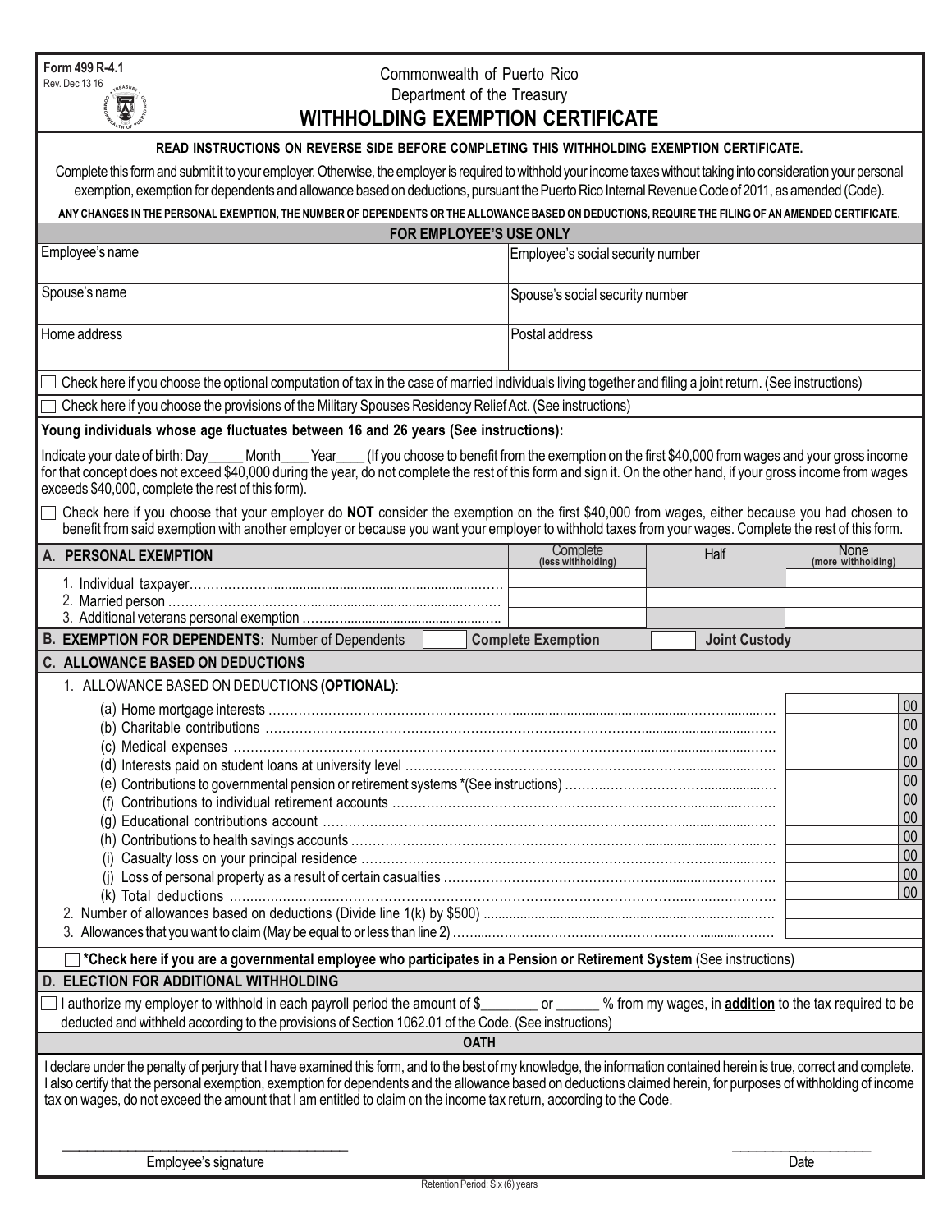Form 499 R-4.1
Rev. Dec 13 16

Commonwealth of Puerto Rico
Department of the Treasury

# WITHHOLDING EXEMPTION CERTIFICATE

**READ INSTRUCTIONS ON REVERSE SIDE BEFORE COMPLETING THIS WITHHOLDING EXEMPTION CERTIFICATE.**

Complete this form and submit it to your employer. Otherwise, the employer is required to withhold your income taxes without taking into consideration your personal exemption, exemption for dependents and allowance based on deductions, pursuant the Puerto Rico Internal Revenue Code of 2011, as amended (Code).

**ANY CHANGES IN THE PERSONAL EXEMPTION, THE NUMBER OF DEPENDENTS OR THE ALLOWANCE BASED ON DEDUCTIONS, REQUIRE THE FILING OF AN AMENDED CERTIFICATE.**

**FOR EMPLOYEE'S USE ONLY**

| | |
|---|---|
| Employee's name | Employee's social security number |
| Spouse's name | Spouse's social security number |
| Home address | Postal address |

☐ Check here if you choose the optional computation of tax in the case of married individuals living together and filing a joint return. (See instructions)

☐ Check here if you choose the provisions of the Military Spouses Residency Relief Act. (See instructions)

**Young individuals whose age fluctuates between 16 and 26 years (See instructions):**

Indicate your date of birth: Day_____ Month____ Year____ (If you choose to benefit from the exemption on the first $40,000 from wages and your gross income for that concept does not exceed $40,000 during the year, do not complete the rest of this form and sign it. On the other hand, if your gross income from wages exceeds $40,000, complete the rest of this form).

☐ Check here if you choose that your employer do **NOT** consider the exemption on the first $40,000 from wages, either because you had chosen to benefit from said exemption with another employer or because you want your employer to withhold taxes from your wages. Complete the rest of this form.

| **A. PERSONAL EXEMPTION** | Complete (less withholding) | Half | None (more withholding) |
|---|---|---|---|
| 1. Individual taxpayer | | | |
| 2. Married person | | | |
| 3. Additional veterans personal exemption | | | |

**B. EXEMPTION FOR DEPENDENTS:** Number of Dependents ____ **Complete Exemption** ____ **Joint Custody**

**C. ALLOWANCE BASED ON DEDUCTIONS**

1. ALLOWANCE BASED ON DEDUCTIONS **(OPTIONAL)**:

| | |
|---|---|
| (a) Home mortgage interests | 00 |
| (b) Charitable contributions | 00 |
| (c) Medical expenses | 00 |
| (d) Interests paid on student loans at university level | 00 |
| (e) Contributions to governmental pension or retirement systems *(See instructions) | 00 |
| (f) Contributions to individual retirement accounts | 00 |
| (g) Educational contributions account | 00 |
| (h) Contributions to health savings accounts | 00 |
| (i) Casualty loss on your principal residence | 00 |
| (j) Loss of personal property as a result of certain casualties | 00 |
| (k) Total deductions | 00 |
| 2. Number of allowances based on deductions (Divide line 1(k) by $500) | |
| 3. Allowances that you want to claim (May be equal to or less than line 2) | |

☐ ***Check here if you are a governmental employee who participates in a Pension or Retirement System** (See instructions)

**D. ELECTION FOR ADDITIONAL WITHHOLDING**

☐ I authorize my employer to withhold in each payroll period the amount of $________ or ______ % from my wages, in **addition** to the tax required to be deducted and withheld according to the provisions of Section 1062.01 of the Code. (See instructions)

**OATH**

I declare under the penalty of perjury that I have examined this form, and to the best of my knowledge, the information contained herein is true, correct and complete. I also certify that the personal exemption, exemption for dependents and the allowance based on deductions claimed herein, for purposes of withholding of income tax on wages, do not exceed the amount that I am entitled to claim on the income tax return, according to the Code.

_______________________________ Employee's signature

_______________ Date

Retention Period: Six (6) years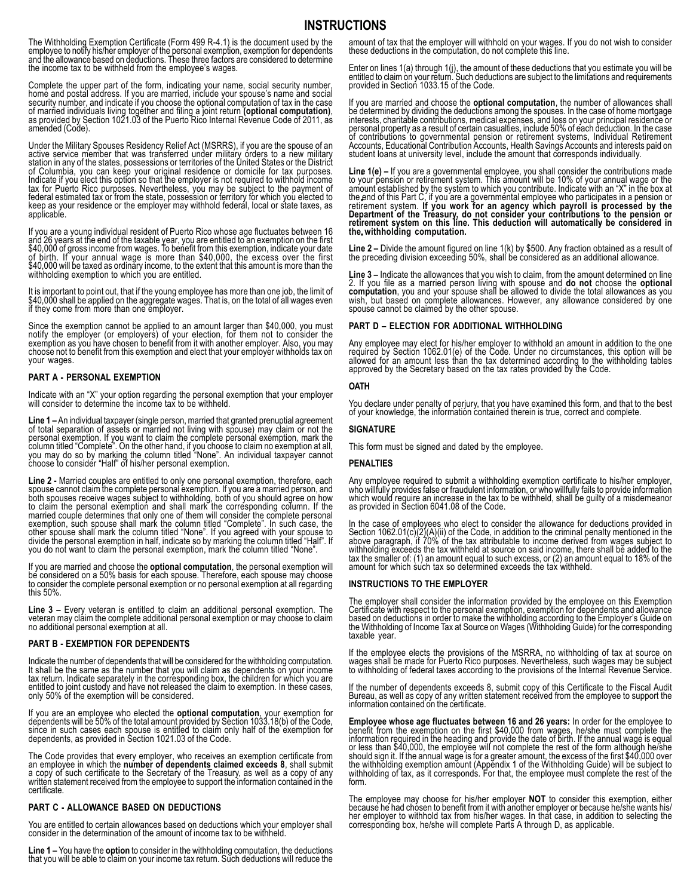# INSTRUCTIONS

The Withholding Exemption Certificate (Form 499 R-4.1) is the document used by the employee to notify his/her employer of the personal exemption, exemption for dependents and the allowance based on deductions. These three factors are considered to determine the income tax to be withheld from the employee's wages.

Complete the upper part of the form, indicating your name, social security number, home and postal address. If you are married, include your spouse's name and social security number, and indicate if you choose the optional computation of tax in the case of married individuals living together and filing a joint return **(optional computation)**, as provided by Section 1021.03 of the Puerto Rico Internal Revenue Code of 2011, as amended (Code).

Under the Military Spouses Residency Relief Act (MSRRS), if you are the spouse of an active service member that was transferred under military orders to a new military station in any of the states, possessions or territories of the United States or the District of Columbia, you can keep your original residence or domicile for tax purposes. Indicate if you elect this option so that the employer is not required to withhold income tax for Puerto Rico purposes. Nevertheless, you may be subject to the payment of federal estimated tax or from the state, possession or territory for which you elected to keep as your residence or the employer may withhold federal, local or state taxes, as applicable.

If you are a young individual resident of Puerto Rico whose age fluctuates between 16 and 26 years at the end of the taxable year, you are entitled to an exemption on the first $40,000 of gross income from wages. To benefit from this exemption, indicate your date of birth. If your annual wage is more than $40,000, the excess over the first $40,000 will be taxed as ordinary income, to the extent that this amount is more than the withholding exemption to which you are entitled.

It is important to point out, that if the young employee has more than one job, the limit of $40,000 shall be applied on the aggregate wages. That is, on the total of all wages even if they come from more than one employer.

Since the exemption cannot be applied to an amount larger than $40,000, you must notify the employer (or employers) of your election, for them not to consider the exemption as you have chosen to benefit from it with another employer. Also, you may choose not to benefit from this exemption and elect that your employer withholds tax on your wages.

## PART A - PERSONAL EXEMPTION

Indicate with an "X" your option regarding the personal exemption that your employer will consider to determine the income tax to be withheld.

**Line 1 –** An individual taxpayer (single person, married that granted prenuptial agreement of total separation of assets or married not living with spouse) may claim or not the personal exemption. If you want to claim the complete personal exemption, mark the column titled "Complete". On the other hand, if you choose to claim no exemption at all, you may do so by marking the column titled "None". An individual taxpayer cannot choose to consider "Half" of his/her personal exemption.

**Line 2 -** Married couples are entitled to only one personal exemption, therefore, each spouse cannot claim the complete personal exemption. If you are a married person, and both spouses receive wages subject to withholding, both of you should agree on how to claim the personal exemption and shall mark the corresponding column. If the married couple determines that only one of them will consider the complete personal exemption, such spouse shall mark the column titled "Complete". In such case, the other spouse shall mark the column titled "None". If you agreed with your spouse to divide the personal exemption in half, indicate so by marking the column titled "Half". If you do not want to claim the personal exemption, mark the column titled "None".

If you are married and choose the **optional computation**, the personal exemption will be considered on a 50% basis for each spouse. Therefore, each spouse may choose to consider the complete personal exemption or no personal exemption at all regarding this 50%.

**Line 3 –** Every veteran is entitled to claim an additional personal exemption. The veteran may claim the complete additional personal exemption or may choose to claim no additional personal exemption at all.

## PART B - EXEMPTION FOR DEPENDENTS

Indicate the number of dependents that will be considered for the withholding computation. It shall be the same as the number that you will claim as dependents on your income tax return. Indicate separately in the corresponding box, the children for which you are entitled to joint custody and have not released the claim to exemption. In these cases, only 50% of the exemption will be considered.

If you are an employee who elected the **optional computation**, your exemption for dependents will be 50% of the total amount provided by Section 1033.18(b) of the Code, since in such cases each spouse is entitled to claim only half of the exemption for dependents, as provided in Section 1021.03 of the Code.

The Code provides that every employer, who receives an exemption certificate from an employee in which the **number of dependents claimed exceeds 8**, shall submit a copy of such certificate to the Secretary of the Treasury, as well as a copy of any written statement received from the employee to support the information contained in the certificate.

## PART C - ALLOWANCE BASED ON DEDUCTIONS

You are entitled to certain allowances based on deductions which your employer shall consider in the determination of the amount of income tax to be withheld.

**Line 1 –** You have the **option** to consider in the withholding computation, the deductions that you will be able to claim on your income tax return. Such deductions will reduce the amount of tax that the employer will withhold on your wages. If you do not wish to consider these deductions in the computation, do not complete this line.

Enter on lines 1(a) through 1(j), the amount of these deductions that you estimate you will be entitled to claim on your return. Such deductions are subject to the limitations and requirements provided in Section 1033.15 of the Code.

If you are married and choose the **optional computation**, the number of allowances shall be determined by dividing the deductions among the spouses. In the case of home mortgage interests, charitable contributions, medical expenses, and loss on your principal residence or personal property as a result of certain casualties, include 50% of each deduction. In the case of contributions to governmental pension or retirement systems, Individual Retirement Accounts, Educational Contribution Accounts, Health Savings Accounts and interests paid on student loans at university level, include the amount that corresponds individually.

**Line 1(e) –** If you are a governmental employee, you shall consider the contributions made to your pension or retirement system. This amount will be 10% of your annual wage or the amount established by the system to which you contribute. Indicate with an "X" in the box at the end of this Part C, if you are a governmental employee who participates in a pension or retirement system. **If you work for an agency which payroll is processed by the Department of the Treasury, do not consider your contributions to the pension or retirement system on this line. This deduction will automatically be considered in the withholding computation.**

**Line 2 –** Divide the amount figured on line 1(k) by $500. Any fraction obtained as a result of the preceding division exceeding 50%, shall be considered as an additional allowance.

**Line 3 –** Indicate the allowances that you wish to claim, from the amount determined on line 2. If you file as a married person living with spouse and **do not** choose the **optional computation**, you and your spouse shall be allowed to divide the total allowances as you wish, but based on complete allowances. However, any allowance considered by one spouse cannot be claimed by the other spouse.

## PART D – ELECTION FOR ADDITIONAL WITHHOLDING

Any employee may elect for his/her employer to withhold an amount in addition to the one required by Section 1062.01(e) of the Code. Under no circumstances, this option will be allowed for an amount less than the tax determined according to the withholding tables approved by the Secretary based on the tax rates provided by the Code.

## OATH

You declare under penalty of perjury, that you have examined this form, and that to the best of your knowledge, the information contained therein is true, correct and complete.

## SIGNATURE

This form must be signed and dated by the employee.

## PENALTIES

Any employee required to submit a withholding exemption certificate to his/her employer, who willfully provides false or fraudulent information, or who willfully fails to provide information which would require an increase in the tax to be withheld, shall be guilty of a misdemeanor as provided in Section 6041.08 of the Code.

In the case of employees who elect to consider the allowance for deductions provided in Section 1062.01(c)(2)(A)(ii) of the Code, in addition to the criminal penalty mentioned in the above paragraph, if 70% of the tax attributable to income derived from wages subject to withholding exceeds the tax withheld at source on said income, there shall be added to the tax the smaller of: (1) an amount equal to such excess, or (2) an amount equal to 18% of the amount for which such tax so determined exceeds the tax withheld.

## INSTRUCTIONS TO THE EMPLOYER

The employer shall consider the information provided by the employee on this Exemption Certificate with respect to the personal exemption, exemption for dependents and allowance based on deductions in order to make the withholding according to the Employer's Guide on the Withholding of Income Tax at Source on Wages (Withholding Guide) for the corresponding taxable year.

If the employee elects the provisions of the MSRRA, no withholding of tax at source on wages shall be made for Puerto Rico purposes. Nevertheless, such wages may be subject to withholding of federal taxes according to the provisions of the Internal Revenue Service.

If the number of dependents exceeds 8, submit copy of this Certificate to the Fiscal Audit Bureau, as well as copy of any written statement received from the employee to support the information contained on the certificate.

**Employee whose age fluctuates between 16 and 26 years:** In order for the employee to benefit from the exemption on the first $40,000 from wages, he/she must complete the information required in the heading and provide the date of birth. If the annual wage is equal or less than $40,000, the employee will not complete the rest of the form although he/she should sign it. If the annual wage is for a greater amount, the excess of the first $40,000 over the withholding exemption amount (Appendix 1 of the Withholding Guide) will be subject to withholding of tax, as it corresponds. For that, the employee must complete the rest of the form.

The employee may choose for his/her employer **NOT** to consider this exemption, either because he had chosen to benefit from it with another employer or because he/she wants his/her employer to withhold tax from his/her wages. In that case, in addition to selecting the corresponding box, he/she will complete Parts A through D, as applicable.